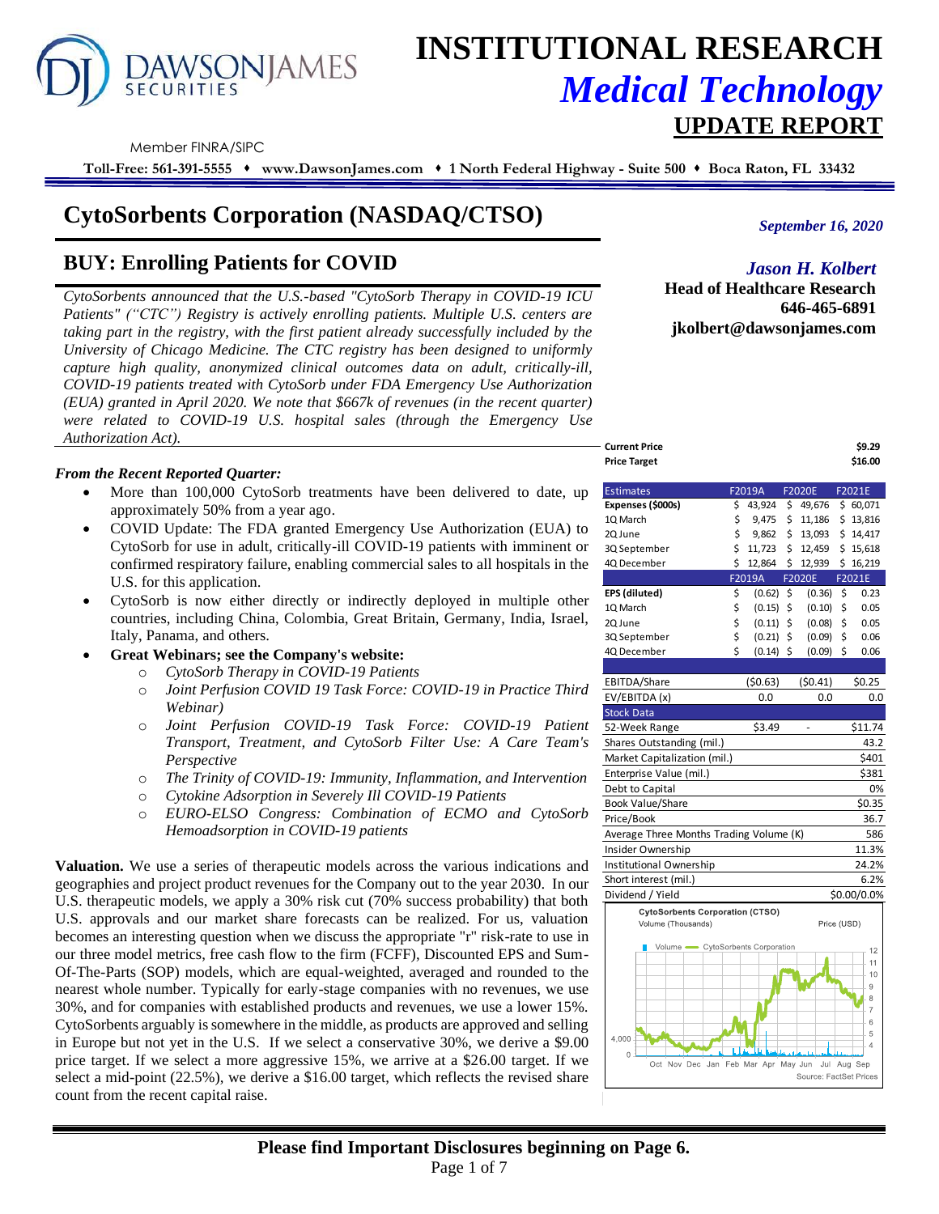# INSTITUTIONAL RESEARCH
## *Medical Technology*
## UPDATE REPORT

Member FINRA/SIPC

**Toll-Free: 561-391-5555 ♦ www.DawsonJames.com ♦ 1 North Federal Highway - Suite 500 ♦ Boca Raton, FL 33432**

# CytoSorbents Corporation (NASDAQ/CTSO)

*September 16, 2020*

## BUY: Enrolling Patients for COVID

*Jason H. Kolbert*
**Head of Healthcare Research**
**646-465-6891**
**jkolbert@dawsonjames.com**

*CytoSorbents announced that the U.S.-based "CytoSorb Therapy in COVID-19 ICU Patients" ("CTC") Registry is actively enrolling patients. Multiple U.S. centers are taking part in the registry, with the first patient already successfully included by the University of Chicago Medicine. The CTC registry has been designed to uniformly capture high quality, anonymized clinical outcomes data on adult, critically-ill, COVID-19 patients treated with CytoSorb under FDA Emergency Use Authorization (EUA) granted in April 2020. We note that $667k of revenues (in the recent quarter) were related to COVID-19 U.S. hospital sales (through the Emergency Use Authorization Act).*

***From the Recent Reported Quarter:***

- More than 100,000 CytoSorb treatments have been delivered to date, up approximately 50% from a year ago.
- COVID Update: The FDA granted Emergency Use Authorization (EUA) to CytoSorb for use in adult, critically-ill COVID-19 patients with imminent or confirmed respiratory failure, enabling commercial sales to all hospitals in the U.S. for this application.
- CytoSorb is now either directly or indirectly deployed in multiple other countries, including China, Colombia, Great Britain, Germany, India, Israel, Italy, Panama, and others.
- **Great Webinars; see the Company's website:**
  - *CytoSorb Therapy in COVID-19 Patients*
  - *Joint Perfusion COVID 19 Task Force: COVID-19 in Practice Third Webinar)*
  - *Joint Perfusion COVID-19 Task Force: COVID-19 Patient Transport, Treatment, and CytoSorb Filter Use: A Care Team's Perspective*
  - *The Trinity of COVID-19: Immunity, Inflammation, and Intervention*
  - *Cytokine Adsorption in Severely Ill COVID-19 Patients*
  - *EURO-ELSO Congress: Combination of ECMO and CytoSorb Hemoadsorption in COVID-19 patients*

**Valuation.** We use a series of therapeutic models across the various indications and geographies and project product revenues for the Company out to the year 2030. In our U.S. therapeutic models, we apply a 30% risk cut (70% success probability) that both U.S. approvals and our market share forecasts can be realized. For us, valuation becomes an interesting question when we discuss the appropriate "r" risk-rate to use in our three model metrics, free cash flow to the firm (FCFF), Discounted EPS and Sum-Of-The-Parts (SOP) models, which are equal-weighted, averaged and rounded to the nearest whole number. Typically for early-stage companies with no revenues, we use 30%, and for companies with established products and revenues, we use a lower 15%. CytoSorbents arguably is somewhere in the middle, as products are approved and selling in Europe but not yet in the U.S. If we select a conservative 30%, we derive a $9.00 price target. If we select a more aggressive 15%, we arrive at a $26.00 target. If we select a mid-point (22.5%), we derive a $16.00 target, which reflects the revised share count from the recent capital raise.

| | |
|---|---|
| **Current Price** | **$9.29** |
| **Price Target** | **$16.00** |

| Estimates | F2019A | F2020E | F2021E |
|---|---|---|---|
| **Expenses ($000s)** | $ 43,924 | $ 49,676 | $ 60,071 |
| 1Q March | $ 9,475 | $ 11,186 | $ 13,816 |
| 2Q June | $ 9,862 | $ 13,093 | $ 14,417 |
| 3Q September | $ 11,723 | $ 12,459 | $ 15,618 |
| 4Q December | $ 12,864 | $ 12,939 | $ 16,219 |
| | **F2019A** | **F2020E** | **F2021E** |
| **EPS (diluted)** | $ (0.62) | $ (0.36) | $ 0.23 |
| 1Q March | $ (0.15) | $ (0.10) | $ 0.05 |
| 2Q June | $ (0.11) | $ (0.08) | $ 0.05 |
| 3Q September | $ (0.21) | $ (0.09) | $ 0.06 |
| 4Q December | $ (0.14) | $ (0.09) | $ 0.06 |
| | | | |
| EBITDA/Share | ($0.63) | ($0.41) | $0.25 |
| EV/EBITDA (x) | 0.0 | 0.0 | 0.0 |

| Stock Data | | | |
|---|---|---|---|
| 52-Week Range | $3.49 | - | $11.74 |
| Shares Outstanding (mil.) | | | 43.2 |
| Market Capitalization (mil.) | | | $401 |
| Enterprise Value (mil.) | | | $381 |
| Debt to Capital | | | 0% |
| Book Value/Share | | | $0.35 |
| Price/Book | | | 36.7 |
| Average Three Months Trading Volume (K) | | | 586 |
| Insider Ownership | | | 11.3% |
| Institutional Ownership | | | 24.2% |
| Short interest (mil.) | | | 6.2% |
| Dividend / Yield | | | $0.00/0.0% |

CytoSorbents Corporation (CTSO)
Volume (Thousands) — Price (USD)
Source: FactSet Prices

**Please find Important Disclosures beginning on Page 6.**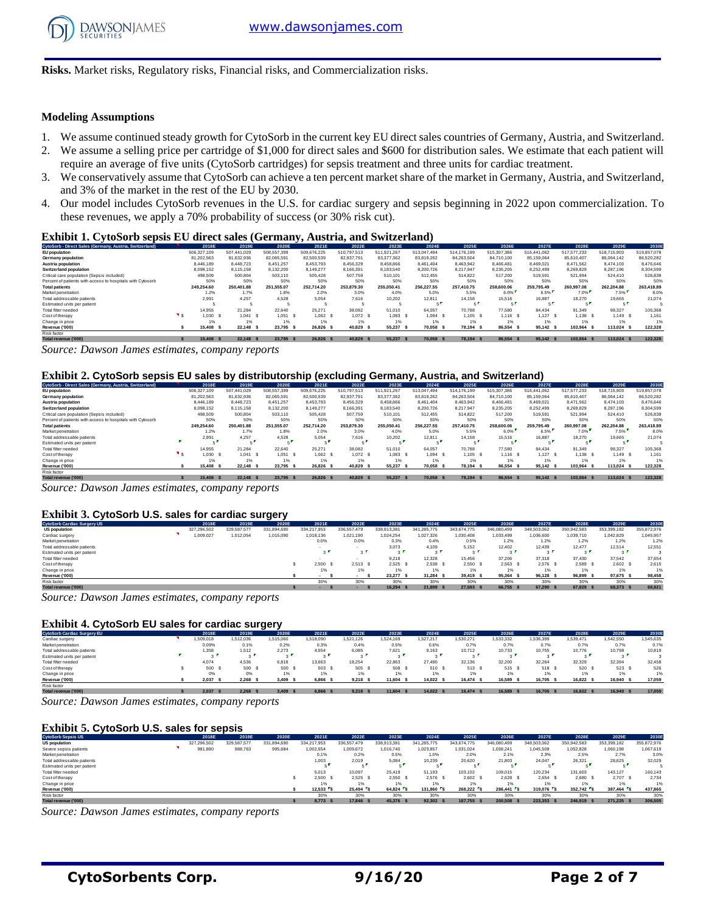**Risks.** Market risks, Regulatory risks, Financial risks, and Commercialization risks.

### Modeling Assumptions

1. We assume continued steady growth for CytoSorb in the current key EU direct sales countries of Germany, Austria, and Switzerland.
2. We assume a selling price per cartridge of $1,000 for direct sales and $600 for distribution sales. We estimate that each patient will require an average of five units (CytoSorb cartridges) for sepsis treatment and three units for cardiac treatment.
3. We conservatively assume that CytoSorb can achieve a ten percent market share of the market in Germany, Austria, and Switzerland, and 3% of the market in the rest of the EU by 2030.
4. Our model includes CytoSorb revenues in the U.S. for cardiac surgery and sepsis beginning in 2022 upon commercialization. To these revenues, we apply a 70% probability of success (or 30% risk cut).

### Exhibit 1. CytoSorb sepsis EU direct sales (Germany, Austria, and Switzerland)

| CytoSorb - Direct Sales (Germany, Austria, Switzerland) | 2018E | 2019E | 2020E | 2021E | 2022E | 2023E | 2024E | 2025E | 2026E | 2027E | 2028E | 2029E | 2030E |
|---|---|---|---|---|---|---|---|---|---|---|---|---|---|
| EU population | 506,327,109 | 507,441,029 | 508,557,399 | 509,676,225 | 510,797,513 | 511,921,267 | 513,047,494 | 514,176,199 | 515,307,386 | 516,441,062 | 517,577,233 | 518,715,903 | 519,857,078 |
| Germany population | 81,202,563 | 81,632,936 | 82,065,591 | 82,500,539 | 82,937,791 | 83,377,362 | 83,819,262 | 84,263,504 | 84,710,100 | 85,159,064 | 85,610,407 | 86,064,142 | 86,520,282 |
| Austria population | 8,446,189 | 8,448,723 | 8,451,257 | 8,453,793 | 8,456,329 | 8,458,866 | 8,461,404 | 8,463,942 | 8,466,481 | 8,469,021 | 8,471,562 | 8,474,103 | 8,476,646 |
| Switzerland population | 8,098,152 | 8,115,158 | 8,132,200 | 8,149,277 | 8,166,391 | 8,183,540 | 8,200,726 | 8,217,947 | 8,235,205 | 8,252,499 | 8,269,829 | 8,287,196 | 8,304,599 |
| Critical care population (Sepsis included) | 498,509 | 500,804 | 503,110 | 505,428 | 507,759 | 510,101 | 512,455 | 514,822 | 517,200 | 519,591 | 521,994 | 524,410 | 526,838 |
| Percent of patients with access to hospitals with Cytosorb | 50% | 50% | 50% | 50% | 50% | 50% | 50% | 50% | 50% | 50% | 50% | 50% | 50% |
| Total patients | 249,254.60 | 250,401.88 | 251,555.07 | 252,714.20 | 253,879.30 | 255,050.41 | 256,227.55 | 257,410.75 | 258,600.06 | 259,795.49 | 260,997.08 | 262,204.88 | 263,418.89 |
| Market penetration | 1.2% | 1.7% | 1.8% | 2.0% | 3.0% | 4.0% | 5.0% | 5.5% | 6.0% | 6.5% | 7.0% | 7.5% | 8.0% |
| Total addressable patients | 2,991 | 4,257 | 4,528 | 5,054 | 7,616 | 10,202 | 12,811 | 14,158 | 15,516 | 16,887 | 18,270 | 19,665 | 21,074 |
| Estimated units per patient | 5 | 5 | 5 | 5 | 5 | 5 | 5 | 5 | 5 | 5 | 5 | 5 | 5 |
| Total filter needed | 14,955 | 21,284 | 22,640 | 25,271 | 38,082 | 51,010 | 64,057 | 70,788 | 77,580 | 84,434 | 91,349 | 98,327 | 105,368 |
| Cost of therapy | $ 1,030 | $ 1,041 | $ 1,051 | $ 1,062 | $ 1,072 | $ 1,083 | $ 1,094 | $ 1,105 | $ 1,116 | $ 1,127 | $ 1,138 | $ 1,149 | $ 1,161 |
| Change in price | 1% | 1% | 1% | 1% | 1% | 1% | 1% | 1% | 1% | 1% | 1% | 1% | 1% |
| Revenue ('000) | $ 15,408 | $ 22,148 | $ 23,795 | $ 26,826 | $ 40,829 | $ 55,237 | $ 70,058 | $ 78,194 | $ 86,554 | $ 95,142 | $ 103,964 | $ 113,024 | $ 122,328 |
| Risk factor | | | | | | | | | | | | | |
| Total revenue ('000) | $ 15,408 | $ 22,148 | $ 23,795 | $ 26,826 | $ 40,829 | $ 55,237 | $ 70,058 | $ 78,194 | $ 86,554 | $ 95,142 | $ 103,964 | $ 113,024 | $ 122,328 |

*Source: Dawson James estimates, company reports*

### Exhibit 2. CytoSorb sepsis EU sales by distributorship (excluding Germany, Austria, and Switzerland)

| CytoSorb - Direct Sales (Germany, Austria, Switzerland) | 2018E | 2019E | 2020E | 2021E | 2022E | 2023E | 2024E | 2025E | 2026E | 2027E | 2028E | 2029E | 2030E |
|---|---|---|---|---|---|---|---|---|---|---|---|---|---|
| EU population | 506,327,109 | 507,441,029 | 508,557,399 | 509,676,225 | 510,797,513 | 511,921,267 | 513,047,494 | 514,176,199 | 515,307,386 | 516,441,062 | 517,577,233 | 518,715,903 | 519,857,078 |
| Germany population | 81,202,563 | 81,632,936 | 82,065,591 | 82,500,539 | 82,937,791 | 83,377,362 | 83,819,262 | 84,263,504 | 84,710,100 | 85,159,064 | 85,610,407 | 86,064,142 | 86,520,282 |
| Austria population | 8,446,189 | 8,448,723 | 8,451,257 | 8,453,793 | 8,456,329 | 8,458,866 | 8,461,404 | 8,463,942 | 8,466,481 | 8,469,021 | 8,471,562 | 8,474,103 | 8,476,646 |
| Switzerland population | 8,098,152 | 8,115,158 | 8,132,200 | 8,149,277 | 8,166,391 | 8,183,540 | 8,200,726 | 8,217,947 | 8,235,205 | 8,252,499 | 8,269,829 | 8,287,196 | 8,304,599 |
| Critical care population (Sepsis included) | 498,509 | 500,804 | 503,110 | 505,428 | 507,759 | 510,101 | 512,455 | 514,822 | 517,200 | 519,591 | 521,994 | 524,410 | 526,838 |
| Percent of patients with access to hospitals with Cytosorb | 50% | 50% | 50% | 50% | 50% | 50% | 50% | 50% | 50% | 50% | 50% | 50% | 50% |
| Total patients | 249,254.60 | 250,401.88 | 251,555.07 | 252,714.20 | 253,879.30 | 255,050.41 | 256,227.55 | 257,410.75 | 258,600.06 | 259,795.49 | 260,997.08 | 262,204.88 | 263,418.89 |
| Market penetration | 1.2% | 1.7% | 1.8% | 2.0% | 3.0% | 4.0% | 5.0% | 5.5% | 6.0% | 6.5% | 7.0% | 7.5% | 8.0% |
| Total addressable patients | 2,991 | 4,257 | 4,528 | 5,054 | 7,616 | 10,202 | 12,811 | 14,158 | 15,516 | 16,887 | 18,270 | 19,665 | 21,074 |
| Estimated units per patient | 5 | 5 | 5 | 5 | 5 | 5 | 5 | 5 | 5 | 5 | 5 | 5 | 5 |
| Total filter needed | 14,955 | 21,284 | 22,640 | 25,271 | 38,082 | 51,010 | 64,057 | 70,788 | 77,580 | 84,434 | 91,349 | 98,327 | 105,368 |
| Cost of therapy | $ 1,030 | $ 1,041 | $ 1,051 | $ 1,062 | $ 1,072 | $ 1,083 | $ 1,094 | $ 1,105 | $ 1,116 | $ 1,127 | $ 1,138 | $ 1,149 | $ 1,161 |
| Change in price | 1% | 1% | 1% | 1% | 1% | 1% | 1% | 1% | 1% | 1% | 1% | 1% | 1% |
| Revenue ('000) | $ 15,408 | $ 22,148 | $ 23,795 | $ 26,826 | $ 40,829 | $ 55,237 | $ 70,058 | $ 78,194 | $ 86,554 | $ 95,142 | $ 103,964 | $ 113,024 | $ 122,328 |
| Risk factor | | | | | | | | | | | | | |
| Total revenue ('000) | $ 15,408 | $ 22,148 | $ 23,795 | $ 26,826 | $ 40,829 | $ 55,237 | $ 70,058 | $ 78,194 | $ 86,554 | $ 95,142 | $ 103,964 | $ 113,024 | $ 122,328 |

*Source: Dawson James estimates, company reports*

### Exhibit 3. CytoSorb U.S. sales for cardiac surgery

| CytoSorb Cardiac Surgery US | 2018E | 2019E | 2020E | 2021E | 2022E | 2023E | 2024E | 2025E | 2026E | 2027E | 2028E | 2029E | 2030E |
|---|---|---|---|---|---|---|---|---|---|---|---|---|---|
| US population | 327,296,502 | 329,587,577 | 331,894,690 | 334,217,953 | 336,557,479 | 338,913,381 | 341,285,775 | 343,674,775 | 346,080,499 | 348,503,062 | 350,942,583 | 353,399,182 | 355,872,976 |
| Cardiac surgery | 1,009,027 | 1,012,054 | 1,015,090 | 1,018,136 | 1,021,190 | 1,024,254 | 1,027,326 | 1,030,408 | 1,033,499 | 1,036,600 | 1,039,710 | 1,042,829 | 1,045,957 |
| Market penetration | | | | 0.0% | 0.0% | 0.3% | 0.4% | 0.5% | 1.2% | 1.2% | 1.2% | 1.2% | 1.2% |
| Total addressable patients | | | | - | - | 3,073 | 4,109 | 5,152 | 12,402 | 12,439 | 12,477 | 12,514 | 12,551 |
| Estimated units per patient | | | | 3 | 3 | 3 | 3 | 3 | 3 | 3 | 3 | 3 | 3 |
| Total filter needed | | | | - | - | 9,218 | 12,328 | 15,456 | 37,206 | 37,318 | 37,430 | 37,542 | 37,654 |
| Cost of therapy | | | | $ 2,500 | $ 2,513 | $ 2,525 | $ 2,538 | $ 2,550 | $ 2,563 | $ 2,576 | $ 2,589 | $ 2,602 | $ 2,615 |
| Change in price | | | | 1% | 1% | 1% | 1% | 1% | 1% | 1% | 1% | 1% | 1% |
| Revenue ('000) | | | | $ - | $ - | $ 23,277 | $ 31,284 | $ 39,419 | $ 95,364 | $ 96,128 | $ 96,899 | $ 97,675 | $ 98,458 |
| Risk factor | | | | 30% | 30% | 30% | 30% | 30% | 30% | 30% | 30% | 30% | 30% |
| Total revenue ('000) | | | | $ - | $ - | $ 16,294 | $ 21,899 | $ 27,593 | $ 66,755 | $ 67,290 | $ 67,829 | $ 68,373 | $ 68,921 |

*Source: Dawson James estimates, company reports*

### Exhibit 4. CytoSorb EU sales for cardiac surgery

| CytoSorb Cardiac Surgery EU | 2018E | 2019E | 2020E | 2021E | 2022E | 2023E | 2024E | 2025E | 2026E | 2027E | 2028E | 2029E | 2030E |
|---|---|---|---|---|---|---|---|---|---|---|---|---|---|
| Cardiac surgery | 1,509,018 | 1,512,036 | 1,515,060 | 1,518,090 | 1,521,126 | 1,524,169 | 1,527,217 | 1,530,271 | 1,533,332 | 1,536,399 | 1,539,471 | 1,542,550 | 1,545,635 |
| Market penetration | 0.09% | 0.1% | 0.2% | 0.3% | 0.4% | 0.5% | 0.6% | 0.7% | 0.7% | 0.7% | 0.7% | 0.7% | 0.7% |
| Total addressable patients | 1,358 | 1,512 | 2,273 | 4,554 | 6,085 | 7,621 | 9,163 | 10,712 | 10,733 | 10,755 | 10,776 | 10,798 | 10,819 |
| Estimated units per patient | 3 | 3 | 3 | 3 | 3 | 3 | 3 | 3 | 3 | 3 | 3 | 3 | 3 |
| Total filter needed | 4,074 | 4,536 | 6,818 | 13,663 | 18,254 | 22,863 | 27,490 | 32,136 | 32,200 | 32,264 | 32,329 | 32,394 | 32,458 |
| Cost of therapy | $ 500 | $ 500 | $ 500 | $ 503 | $ 505 | $ 508 | $ 510 | $ 513 | $ 515 | $ 518 | $ 520 | $ 523 | $ 526 |
| Change in price | 0% | 0% | 1% | 1% | 1% | 1% | 1% | 1% | 1% | 1% | 1% | 1% | 1% |
| Revenue ('000) | $ 2,037 | $ 2,268 | $ 3,409 | $ 6,866 | $ 9,218 | $ 11,604 | $ 14,022 | $ 16,474 | $ 16,589 | $ 16,705 | $ 16,822 | $ 16,940 | $ 17,059 |
| Risk factor | | | | | | | | | | | | | |
| Total revenue ('000) | $ 2,037 | $ 2,268 | $ 3,409 | $ 6,866 | $ 9,218 | $ 11,604 | $ 14,022 | $ 16,474 | $ 16,589 | $ 16,705 | $ 16,822 | $ 16,940 | $ 17,059 |

*Source: Dawson James estimates, company reports*

### Exhibit 5. CytoSorb U.S. sales for sepsis

| CytoSorb Sepsis US | 2018E | 2019E | 2020E | 2021E | 2022E | 2023E | 2024E | 2025E | 2026E | 2027E | 2028E | 2029E | 2030E |
|---|---|---|---|---|---|---|---|---|---|---|---|---|---|
| US population | 327,296,502 | 329,587,577 | 331,894,690 | 334,217,953 | 336,557,479 | 338,913,381 | 341,285,775 | 343,674,775 | 346,080,499 | 348,503,062 | 350,942,583 | 353,399,182 | 355,872,976 |
| Severe sepsis patients | 981,890 | 988,763 | 995,684 | 1,002,654 | 1,009,672 | 1,016,740 | 1,023,857 | 1,031,024 | 1,038,241 | 1,045,509 | 1,052,828 | 1,060,198 | 1,067,619 |
| Market penetration | | | | 0.1% | 0.2% | 0.5% | 1.0% | 2.0% | 2.1% | 2.3% | 2.5% | 2.7% | 3.0% |
| Total addressable patients | | | | 1,003 | 2,019 | 5,084 | 10,239 | 20,620 | 21,803 | 24,047 | 26,321 | 28,625 | 32,029 |
| Estimated units per patient | | | | 5 | 5 | 5 | 5 | 5 | 5 | 5 | 5 | 5 | 5 |
| Total filter needed | | | | 5,013 | 10,097 | 25,419 | 51,193 | 103,102 | 109,015 | 120,234 | 131,603 | 143,127 | 160,143 |
| Cost of therapy | | | | $ 2,500 | $ 2,525 | $ 2,550 | $ 2,576 | $ 2,602 | $ 2,628 | $ 2,654 | $ 2,680 | $ 2,707 | $ 2,734 |
| Change in price | | | | 1% | 1% | 1% | 1% | 1% | 1% | 1% | 1% | 1% | 1% |
| Revenue ('000) | | | | $ 12,533 | $ 25,494 | $ 64,824 | $ 131,860 | $ 268,222 | $ 286,441 | $ 319,076 | $ 352,742 | $ 387,464 | $ 437,865 |
| Risk factor | | | | 30% | 30% | 30% | 30% | 30% | 30% | 30% | 30% | 30% | 30% |
| Total revenue ('000) | | | | $ 8,773 | $ 17,846 | $ 45,376 | $ 92,302 | $ 187,755 | $ 200,508 | $ 223,353 | $ 246,919 | $ 271,225 | $ 306,505 |

*Source: Dawson James estimates, company reports*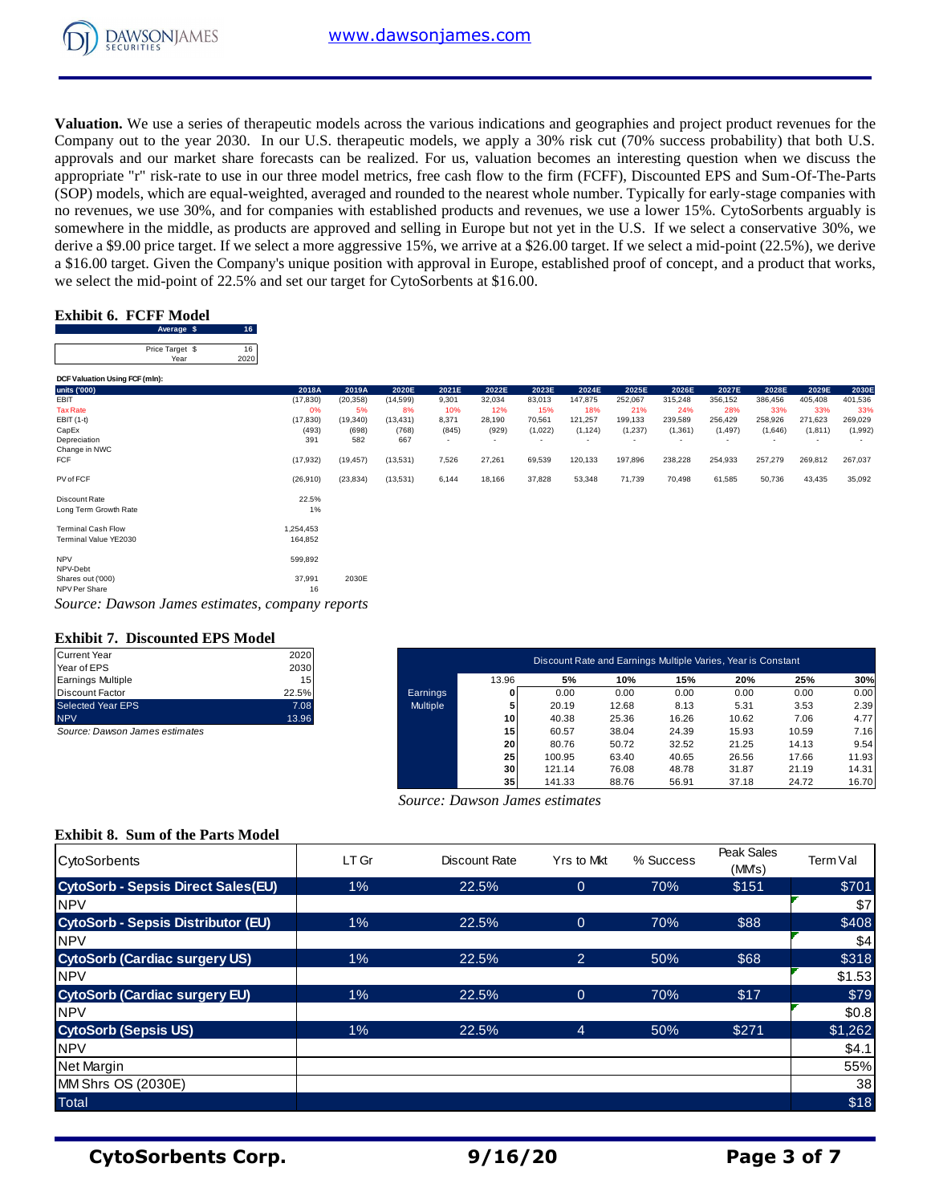**Valuation.** We use a series of therapeutic models across the various indications and geographies and project product revenues for the Company out to the year 2030. In our U.S. therapeutic models, we apply a 30% risk cut (70% success probability) that both U.S. approvals and our market share forecasts can be realized. For us, valuation becomes an interesting question when we discuss the appropriate "r" risk-rate to use in our three model metrics, free cash flow to the firm (FCFF), Discounted EPS and Sum-Of-The-Parts (SOP) models, which are equal-weighted, averaged and rounded to the nearest whole number. Typically for early-stage companies with no revenues, we use 30%, and for companies with established products and revenues, we use a lower 15%. CytoSorbents arguably is somewhere in the middle, as products are approved and selling in Europe but not yet in the U.S. If we select a conservative 30%, we derive a $9.00 price target. If we select a more aggressive 15%, we arrive at a $26.00 target. If we select a mid-point (22.5%), we derive a $16.00 target. Given the Company's unique position with approval in Europe, established proof of concept, and a product that works, we select the mid-point of 22.5% and set our target for CytoSorbents at $16.00.

### Exhibit 6. FCFF Model

| Average $ | 16 |
|---|---|
| Price Target $ | 16 |
| Year | 2020 |

DCF Valuation Using FCF (mln):

| units ('000) | 2018A | 2019A | 2020E | 2021E | 2022E | 2023E | 2024E | 2025E | 2026E | 2027E | 2028E | 2029E | 2030E |
|---|---|---|---|---|---|---|---|---|---|---|---|---|---|
| EBIT | (17,830) | (20,358) | (14,599) | 9,301 | 32,034 | 83,013 | 147,875 | 252,067 | 315,248 | 356,152 | 386,456 | 405,408 | 401,536 |
| Tax Rate | 0% | 5% | 8% | 10% | 12% | 15% | 18% | 21% | 24% | 28% | 33% | 33% | 33% |
| EBIT (1-t) | (17,830) | (19,340) | (13,431) | 8,371 | 28,190 | 70,561 | 121,257 | 199,133 | 239,589 | 256,429 | 258,926 | 271,623 | 269,029 |
| CapEx | (493) | (698) | (768) | (845) | (929) | (1,022) | (1,124) | (1,237) | (1,361) | (1,497) | (1,646) | (1,811) | (1,992) |
| Depreciation | 391 | 582 | 667 | - | - | - | - | - | - | - | - | - | - |
| Change in NWC | | | | | | | | | | | | | |
| FCF | (17,932) | (19,457) | (13,531) | 7,526 | 27,261 | 69,539 | 120,133 | 197,896 | 238,228 | 254,933 | 257,279 | 269,812 | 267,037 |
| PV of FCF | (26,910) | (23,834) | (13,531) | 6,144 | 18,166 | 37,828 | 53,348 | 71,739 | 70,498 | 61,585 | 50,736 | 43,435 | 35,092 |
| Discount Rate | 22.5% | | | | | | | | | | | | |
| Long Term Growth Rate | 1% | | | | | | | | | | | | |
| Terminal Cash Flow | 1,254,453 | | | | | | | | | | | | |
| Terminal Value YE2030 | 164,852 | | | | | | | | | | | | |
| NPV | 599,892 | | | | | | | | | | | | |
| NPV-Debt | | | | | | | | | | | | | |
| Shares out ('000) | 37,991 | 2030E | | | | | | | | | | | |
| NPV Per Share | 16 | | | | | | | | | | | | |

*Source: Dawson James estimates, company reports*

### Exhibit 7. Discounted EPS Model

| Current Year | 2020 |
|---|---|
| Year of EPS | 2030 |
| Earnings Multiple | 15 |
| Discount Factor | 22.5% |
| Selected Year EPS | 7.08 |
| NPV | 13.96 |

*Source: Dawson James estimates*

Discount Rate and Earnings Multiple Varies, Year is Constant

| | 13.96 | 5% | 10% | 15% | 20% | 25% | 30% |
|---|---|---|---|---|---|---|---|
| Earnings Multiple | 0 | 0.00 | 0.00 | 0.00 | 0.00 | 0.00 | 0.00 |
| | 5 | 20.19 | 12.68 | 8.13 | 5.31 | 3.53 | 2.39 |
| | 10 | 40.38 | 25.36 | 16.26 | 10.62 | 7.06 | 4.77 |
| | 15 | 60.57 | 38.04 | 24.39 | 15.93 | 10.59 | 7.16 |
| | 20 | 80.76 | 50.72 | 32.52 | 21.25 | 14.13 | 9.54 |
| | 25 | 100.95 | 63.40 | 40.65 | 26.56 | 17.66 | 11.93 |
| | 30 | 121.14 | 76.08 | 48.78 | 31.87 | 21.19 | 14.31 |
| | 35 | 141.33 | 88.76 | 56.91 | 37.18 | 24.72 | 16.70 |

*Source: Dawson James estimates*

### Exhibit 8. Sum of the Parts Model

| CytoSorbents | LT Gr | Discount Rate | Yrs to Mkt | % Success | Peak Sales (MM's) | Term Val |
|---|---|---|---|---|---|---|
| **CytoSorb - Sepsis Direct Sales(EU)** | 1% | 22.5% | 0 | 70% | $151 | $701 |
| NPV | | | | | | $7 |
| **CytoSorb - Sepsis Distributor (EU)** | 1% | 22.5% | 0 | 70% | $88 | $408 |
| NPV | | | | | | $4 |
| **CytoSorb (Cardiac surgery US)** | 1% | 22.5% | 2 | 50% | $68 | $318 |
| NPV | | | | | | $1.53 |
| **CytoSorb (Cardiac surgery EU)** | 1% | 22.5% | 0 | 70% | $17 | $79 |
| NPV | | | | | | $0.8 |
| **CytoSorb (Sepsis US)** | 1% | 22.5% | 4 | 50% | $271 | $1,262 |
| NPV | | | | | | $4.1 |
| Net Margin | | | | | | 55% |
| MM Shrs OS (2030E) | | | | | | 38 |
| Total | | | | | | $18 |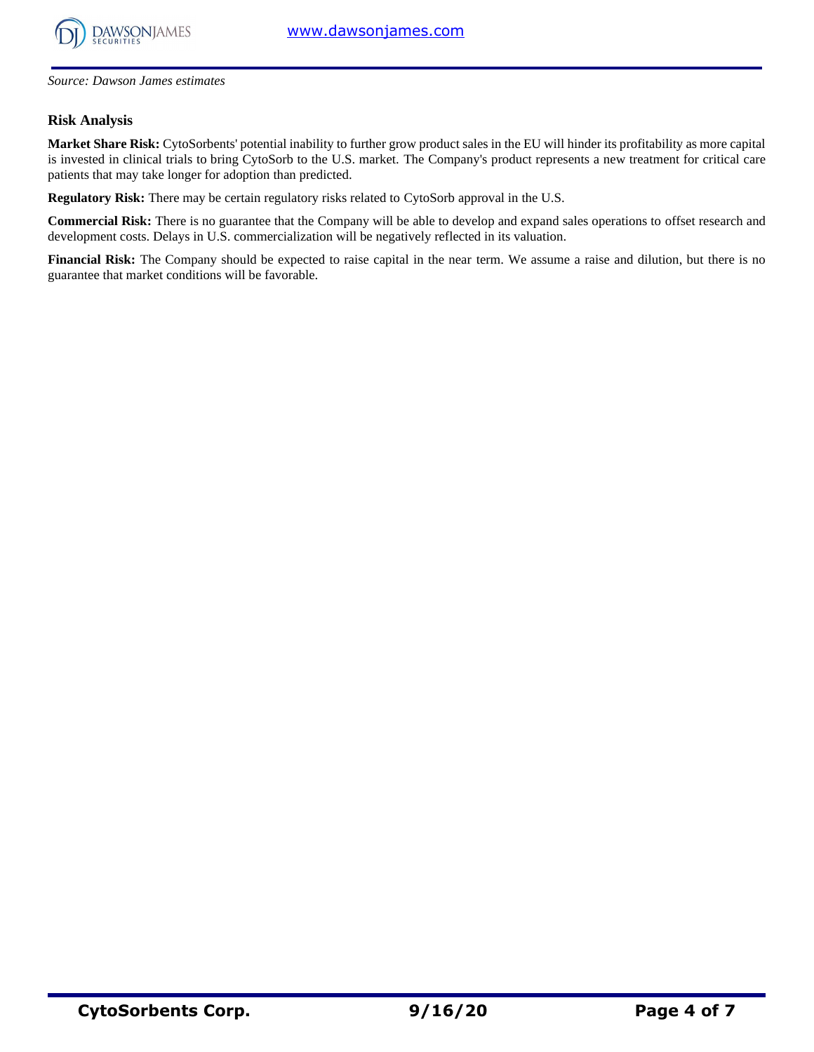*Source: Dawson James estimates*

## Risk Analysis

**Market Share Risk:** CytoSorbents' potential inability to further grow product sales in the EU will hinder its profitability as more capital is invested in clinical trials to bring CytoSorb to the U.S. market. The Company's product represents a new treatment for critical care patients that may take longer for adoption than predicted.

**Regulatory Risk:** There may be certain regulatory risks related to CytoSorb approval in the U.S.

**Commercial Risk:** There is no guarantee that the Company will be able to develop and expand sales operations to offset research and development costs. Delays in U.S. commercialization will be negatively reflected in its valuation.

**Financial Risk:** The Company should be expected to raise capital in the near term. We assume a raise and dilution, but there is no guarantee that market conditions will be favorable.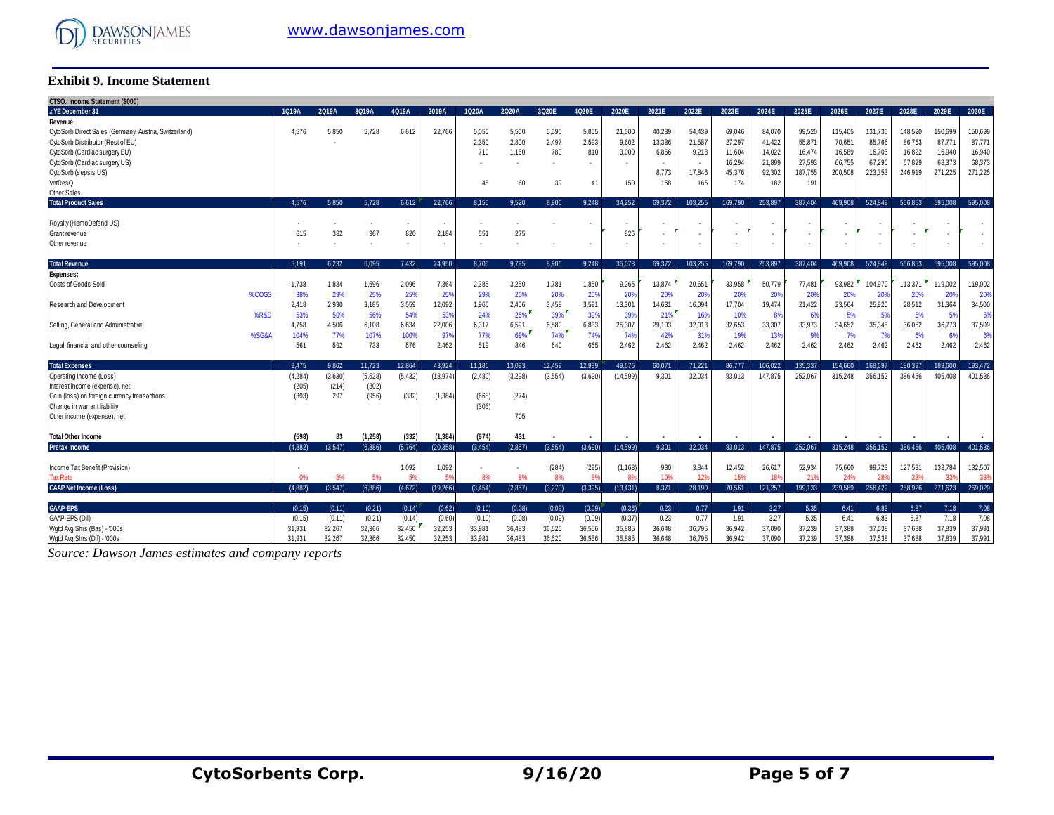### Exhibit 9. Income Statement

| CTSO.: Income Statement ($000) | | | | | | | | | | | | | | | | | | | | | |
|---|---|---|---|---|---|---|---|---|---|---|---|---|---|---|---|---|---|---|---|---|---|
| .: YE December 31 | 1Q19A | 2Q19A | 3Q19A | 4Q19A | 2019A | 1Q20A | 2Q20A | 3Q20E | 4Q20E | 2020E | 2021E | 2022E | 2023E | 2024E | 2025E | 2026E | 2027E | 2028E | 2029E | 2030E |
| **Revenue:** | | | | | | | | | | | | | | | | | | | | |
| CytoSorb Direct Sales (Germany, Austria, Switzerland) | 4,576 | 5,850 | 5,728 | 6,612 | 22,766 | 5,050 | 5,500 | 5,590 | 5,805 | 21,500 | 40,239 | 54,439 | 69,046 | 84,070 | 99,520 | 115,405 | 131,735 | 148,520 | 150,699 | 150,699 |
| CytoSorb Distributor (Rest of EU) | | - | | | | 2,350 | 2,800 | 2,497 | 2,593 | 9,602 | 13,336 | 21,587 | 27,297 | 41,422 | 55,871 | 70,651 | 85,766 | 86,763 | 87,771 | 87,771 |
| CytoSorb (Cardiac surgery EU) | | | | | | 710 | 1,160 | 780 | 810 | 3,000 | 6,866 | 9,218 | 11,604 | 14,022 | 16,474 | 16,589 | 16,705 | 16,822 | 16,940 | 16,940 |
| CytoSorb (Cardiac surgery US) | | | | | | - | - | - | - | - | - | - | 16,294 | 21,899 | 27,593 | 66,755 | 67,290 | 67,829 | 68,373 | 68,373 |
| CytoSorb (sepsis US) | | | | | | | | | | | 8,773 | 17,846 | 45,376 | 92,302 | 187,755 | 200,508 | 223,353 | 246,919 | 271,225 | 271,225 |
| VetResQ | | | | | | 45 | 60 | 39 | 41 | 150 | 158 | 165 | 174 | 182 | 191 | | | | | |
| Other Sales | | | | | | | | | | | | | | | | | | | | |
| **Total Product Sales** | 4,576 | 5,850 | 5,728 | 6,612 | 22,766 | 8,155 | 9,520 | 8,906 | 9,248 | 34,252 | 69,372 | 103,255 | 169,790 | 253,897 | 387,404 | 469,908 | 524,849 | 566,853 | 595,008 | 595,008 |
| Royalty (HemoDefend US) | - | - | - | - | - | - | - | - | - | - | - | - | - | - | - | - | - | - | - | - |
| Grant revenue | 615 | 382 | 367 | 820 | 2,184 | 551 | 275 | | | 826 | - | - | - | - | - | - | - | - | - | - |
| Other revenue | - | - | - | - | - | - | - | - | - | - | - | - | - | - | - | - | - | - | - | - |
| **Total Revenue** | 5,191 | 6,232 | 6,095 | 7,432 | 24,950 | 8,706 | 9,795 | 8,906 | 9,248 | 35,078 | 69,372 | 103,255 | 169,790 | 253,897 | 387,404 | 469,908 | 524,849 | 566,853 | 595,008 | 595,008 |
| **Expenses:** | | | | | | | | | | | | | | | | | | | | |
| Costs of Goods Sold | 1,738 | 1,834 | 1,696 | 2,096 | 7,364 | 2,385 | 3,250 | 1,781 | 1,850 | 9,265 | 13,874 | 20,651 | 33,958 | 50,779 | 77,481 | 93,982 | 104,970 | 113,371 | 119,002 | 119,002 |
| %COGS | 38% | 29% | 25% | 25% | 25% | 29% | 20% | 20% | 20% | 20% | 20% | 20% | 20% | 20% | 20% | 20% | 20% | 20% | 20% | 20% |
| Research and Development | 2,418 | 2,930 | 3,185 | 3,559 | 12,092 | 1,965 | 2,406 | 3,458 | 3,591 | 13,301 | 14,631 | 16,094 | 17,704 | 19,474 | 21,422 | 23,564 | 25,920 | 28,512 | 31,364 | 34,500 |
| %R&D | 53% | 50% | 56% | 54% | 53% | 24% | 25% | 39% | 39% | 39% | 21% | 16% | 10% | 8% | 6% | 5% | 5% | 5% | 5% | 6% |
| Selling, General and Administrative | 4,758 | 4,506 | 6,108 | 6,634 | 22,006 | 6,317 | 6,591 | 6,580 | 6,833 | 25,307 | 29,103 | 32,013 | 32,653 | 33,307 | 33,973 | 34,652 | 35,345 | 36,052 | 36,773 | 37,509 |
| %SG&A | 104% | 77% | 107% | 100% | 97% | 77% | 69% | 74% | 74% | 74% | 42% | 31% | 19% | 13% | 9% | 7% | 7% | 6% | 6% | 6% |
| Legal, financial and other counseling | 561 | 592 | 733 | 576 | 2,462 | 519 | 846 | 640 | 665 | 2,462 | 2,462 | 2,462 | 2,462 | 2,462 | 2,462 | 2,462 | 2,462 | 2,462 | 2,462 | 2,462 |
| **Total Expenses** | 9,475 | 9,862 | 11,723 | 12,864 | 43,924 | 11,186 | 13,093 | 12,459 | 12,939 | 49,676 | 60,071 | 71,221 | 86,777 | 106,022 | 135,337 | 154,660 | 168,697 | 180,397 | 189,600 | 193,472 |
| Operating Income (Loss) | (4,284) | (3,630) | (5,628) | (5,432) | (18,974) | (2,480) | (3,298) | (3,554) | (3,690) | (14,599) | 9,301 | 32,034 | 83,013 | 147,875 | 252,067 | 315,248 | 356,152 | 386,456 | 405,408 | 401,536 |
| Interest income (expense), net | (205) | (214) | (302) | | | | | | | | | | | | | | | | | |
| Gain (loss) on foreign currency transactions | (393) | 297 | (956) | (332) | (1,384) | (668) | (274) | | | | | | | | | | | | | |
| Change in warrant liability | | | | | | (306) | | | | | | | | | | | | | | |
| Other income (expense), net | | | | | | | 705 | | | | | | | | | | | | | |
| **Total Other Income** | **(598)** | **83** | **(1,258)** | **(332)** | **(1,384)** | **(974)** | **431** | **-** | **-** | **-** | **-** | **-** | **-** | **-** | **-** | **-** | **-** | **-** | **-** | **-** |
| **Pretax Income** | (4,882) | (3,547) | (6,886) | (5,764) | (20,358) | (3,454) | (2,867) | (3,554) | (3,690) | (14,599) | 9,301 | 32,034 | 83,013 | 147,875 | 252,067 | 315,248 | 356,152 | 386,456 | 405,408 | 401,536 |
| Income Tax Benefit (Provision) | - | | | 1,092 | 1,092 | - | - | (284) | (295) | (1,168) | 930 | 3,844 | 12,452 | 26,617 | 52,934 | 75,660 | 99,723 | 127,531 | 133,784 | 132,507 |
| Tax Rate | 0% | 5% | 5% | 5% | 5% | 8% | 8% | 8% | 8% | 8% | 10% | 12% | 15% | 18% | 21% | 24% | 28% | 33% | 33% | 33% |
| **GAAP Net Income (Loss)** | (4,882) | (3,547) | (6,886) | (4,672) | (19,266) | (3,454) | (2,867) | (3,270) | (3,395) | (13,431) | 8,371 | 28,190 | 70,561 | 121,257 | 199,133 | 239,589 | 256,429 | 258,926 | 271,623 | 269,029 |
| **GAAP-EPS** | (0.15) | (0.11) | (0.21) | (0.14) | (0.62) | (0.10) | (0.08) | (0.09) | (0.09) | (0.36) | 0.23 | 0.77 | 1.91 | 3.27 | 5.35 | 6.41 | 6.83 | 6.87 | 7.18 | 7.08 |
| GAAP-EPS (Dil) | (0.15) | (0.11) | (0.21) | (0.14) | (0.60) | (0.10) | (0.08) | (0.09) | (0.09) | (0.37) | 0.23 | 0.77 | 1.91 | 3.27 | 5.35 | 6.41 | 6.83 | 6.87 | 7.18 | 7.08 |
| Wgtd Avg Shrs (Bas) - '000s | 31,931 | 32,267 | 32,366 | 32,450 | 32,253 | 33,981 | 36,483 | 36,520 | 36,556 | 35,885 | 36,648 | 36,795 | 36,942 | 37,090 | 37,239 | 37,388 | 37,538 | 37,688 | 37,839 | 37,991 |
| Wgtd Avg Shrs (Dil) - '000s | 31,931 | 32,267 | 32,366 | 32,450 | 32,253 | 33,981 | 36,483 | 36,520 | 36,556 | 35,885 | 36,648 | 36,795 | 36,942 | 37,090 | 37,239 | 37,388 | 37,538 | 37,688 | 37,839 | 37,991 |

*Source: Dawson James estimates and company reports*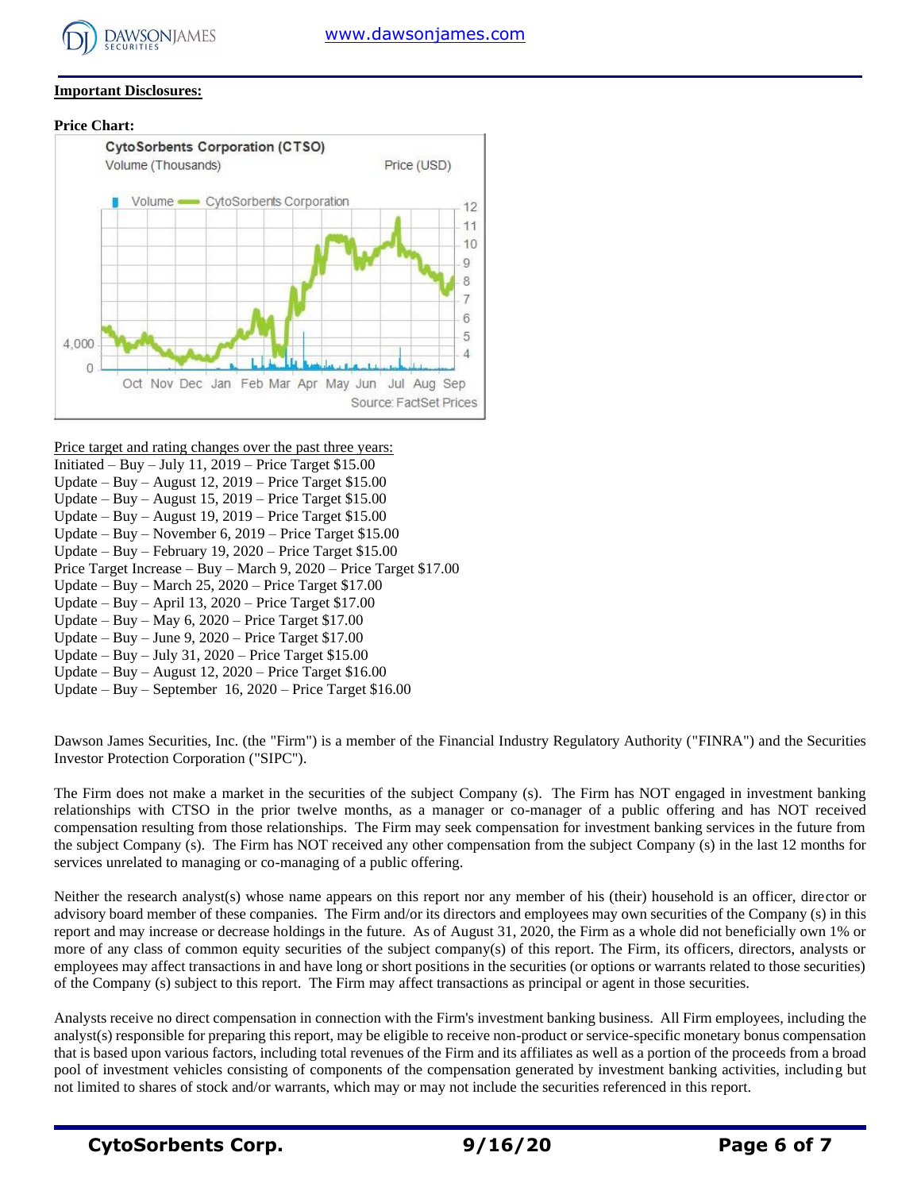**Important Disclosures:**

**Price Chart:**

CytoSorbents Corporation (CTSO)

Volume (Thousands) Price (USD)

Volume — CytoSorbents Corporation

Source: FactSet Prices

Price target and rating changes over the past three years:

Initiated – Buy – July 11, 2019 – Price Target $15.00
Update – Buy – August 12, 2019 – Price Target $15.00
Update – Buy – August 15, 2019 – Price Target $15.00
Update – Buy – August 19, 2019 – Price Target $15.00
Update – Buy – November 6, 2019 – Price Target $15.00
Update – Buy – February 19, 2020 – Price Target $15.00
Price Target Increase – Buy – March 9, 2020 – Price Target $17.00
Update – Buy – March 25, 2020 – Price Target $17.00
Update – Buy – April 13, 2020 – Price Target $17.00
Update – Buy – May 6, 2020 – Price Target $17.00
Update – Buy – June 9, 2020 – Price Target $17.00
Update – Buy – July 31, 2020 – Price Target $15.00
Update – Buy – August 12, 2020 – Price Target $16.00
Update – Buy – September 16, 2020 – Price Target $16.00

Dawson James Securities, Inc. (the "Firm") is a member of the Financial Industry Regulatory Authority ("FINRA") and the Securities Investor Protection Corporation ("SIPC").

The Firm does not make a market in the securities of the subject Company (s). The Firm has NOT engaged in investment banking relationships with CTSO in the prior twelve months, as a manager or co-manager of a public offering and has NOT received compensation resulting from those relationships. The Firm may seek compensation for investment banking services in the future from the subject Company (s). The Firm has NOT received any other compensation from the subject Company (s) in the last 12 months for services unrelated to managing or co-managing of a public offering.

Neither the research analyst(s) whose name appears on this report nor any member of his (their) household is an officer, director or advisory board member of these companies. The Firm and/or its directors and employees may own securities of the Company (s) in this report and may increase or decrease holdings in the future. As of August 31, 2020, the Firm as a whole did not beneficially own 1% or more of any class of common equity securities of the subject company(s) of this report. The Firm, its officers, directors, analysts or employees may affect transactions in and have long or short positions in the securities (or options or warrants related to those securities) of the Company (s) subject to this report. The Firm may affect transactions as principal or agent in those securities.

Analysts receive no direct compensation in connection with the Firm's investment banking business. All Firm employees, including the analyst(s) responsible for preparing this report, may be eligible to receive non-product or service-specific monetary bonus compensation that is based upon various factors, including total revenues of the Firm and its affiliates as well as a portion of the proceeds from a broad pool of investment vehicles consisting of components of the compensation generated by investment banking activities, including but not limited to shares of stock and/or warrants, which may or may not include the securities referenced in this report.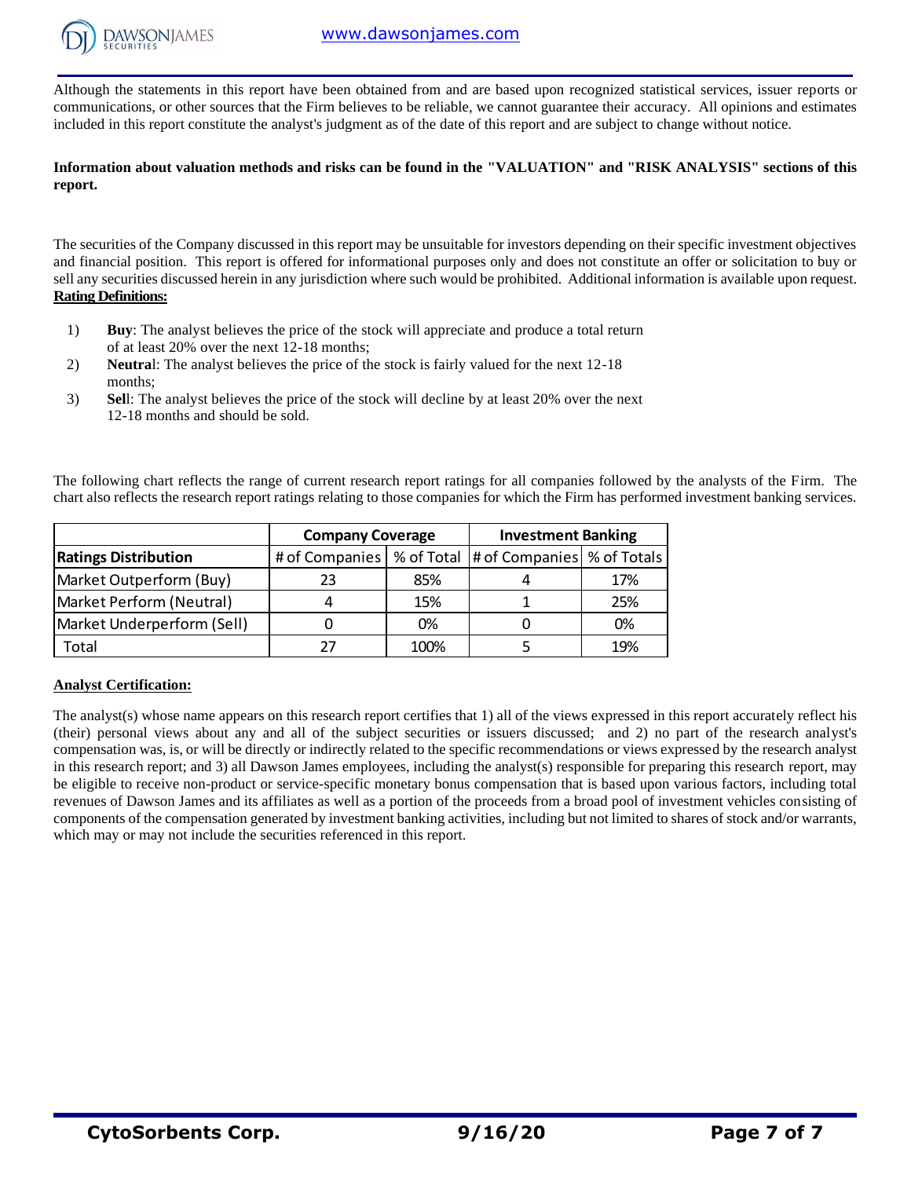Although the statements in this report have been obtained from and are based upon recognized statistical services, issuer reports or communications, or other sources that the Firm believes to be reliable, we cannot guarantee their accuracy. All opinions and estimates included in this report constitute the analyst's judgment as of the date of this report and are subject to change without notice.

**Information about valuation methods and risks can be found in the "VALUATION" and "RISK ANALYSIS" sections of this report.**

The securities of the Company discussed in this report may be unsuitable for investors depending on their specific investment objectives and financial position. This report is offered for informational purposes only and does not constitute an offer or solicitation to buy or sell any securities discussed herein in any jurisdiction where such would be prohibited. Additional information is available upon request.

**Rating Definitions:**

1) **Buy**: The analyst believes the price of the stock will appreciate and produce a total return of at least 20% over the next 12-18 months;
2) **Neutral**: The analyst believes the price of the stock is fairly valued for the next 12-18 months;
3) **Sell**: The analyst believes the price of the stock will decline by at least 20% over the next 12-18 months and should be sold.

The following chart reflects the range of current research report ratings for all companies followed by the analysts of the Firm. The chart also reflects the research report ratings relating to those companies for which the Firm has performed investment banking services.

| | Company Coverage | | Investment Banking | |
|---|---|---|---|---|
| **Ratings Distribution** | # of Companies | % of Total | # of Companies | % of Totals |
| Market Outperform (Buy) | 23 | 85% | 4 | 17% |
| Market Perform (Neutral) | 4 | 15% | 1 | 25% |
| Market Underperform (Sell) | 0 | 0% | 0 | 0% |
| Total | 27 | 100% | 5 | 19% |

**Analyst Certification:**

The analyst(s) whose name appears on this research report certifies that 1) all of the views expressed in this report accurately reflect his (their) personal views about any and all of the subject securities or issuers discussed; and 2) no part of the research analyst's compensation was, is, or will be directly or indirectly related to the specific recommendations or views expressed by the research analyst in this research report; and 3) all Dawson James employees, including the analyst(s) responsible for preparing this research report, may be eligible to receive non-product or service-specific monetary bonus compensation that is based upon various factors, including total revenues of Dawson James and its affiliates as well as a portion of the proceeds from a broad pool of investment vehicles consisting of components of the compensation generated by investment banking activities, including but not limited to shares of stock and/or warrants, which may or may not include the securities referenced in this report.